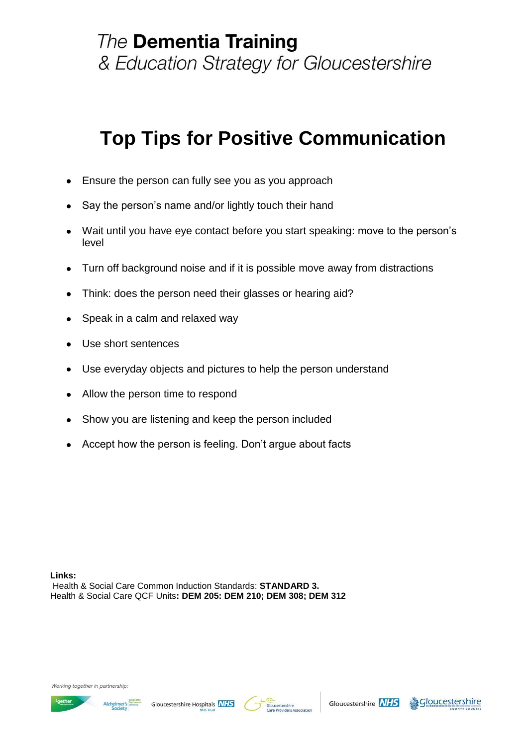*The* **Dementia Training**
*& Education Strategy for Gloucestershire*

# Top Tips for Positive Communication

- Ensure the person can fully see you as you approach
- Say the person's name and/or lightly touch their hand
- Wait until you have eye contact before you start speaking: move to the person's level
- Turn off background noise and if it is possible move away from distractions
- Think: does the person need their glasses or hearing aid?
- Speak in a calm and relaxed way
- Use short sentences
- Use everyday objects and pictures to help the person understand
- Allow the person time to respond
- Show you are listening and keep the person included
- Accept how the person is feeling. Don't argue about facts

**Links:**
Health & Social Care Common Induction Standards: **STANDARD 3.**
Health & Social Care QCF Units**: DEM 205: DEM 210; DEM 308; DEM 312**

*Working together in partnership:*

2gether NHS Foundation Trust · Alzheimer's Society · Gloucestershire Hospitals NHS Foundation Trust · Gloucestershire Care Providers Association · Gloucestershire NHS · Gloucestershire County Council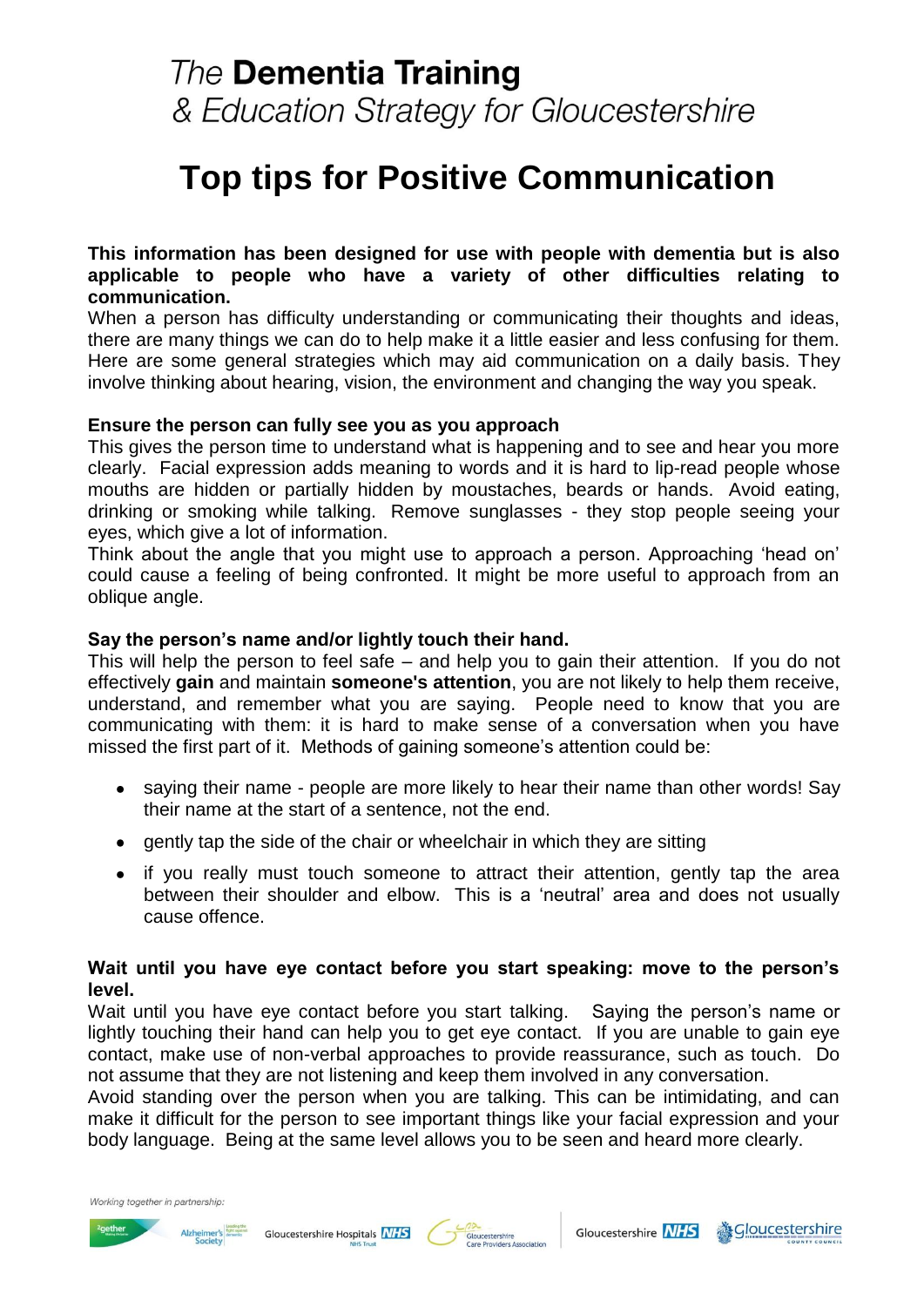*The* **Dementia Training**
*& Education Strategy for Gloucestershire*

# Top tips for Positive Communication

**This information has been designed for use with people with dementia but is also applicable to people who have a variety of other difficulties relating to communication.**

When a person has difficulty understanding or communicating their thoughts and ideas, there are many things we can do to help make it a little easier and less confusing for them. Here are some general strategies which may aid communication on a daily basis. They involve thinking about hearing, vision, the environment and changing the way you speak.

**Ensure the person can fully see you as you approach**

This gives the person time to understand what is happening and to see and hear you more clearly. Facial expression adds meaning to words and it is hard to lip-read people whose mouths are hidden or partially hidden by moustaches, beards or hands. Avoid eating, drinking or smoking while talking. Remove sunglasses - they stop people seeing your eyes, which give a lot of information.

Think about the angle that you might use to approach a person. Approaching 'head on' could cause a feeling of being confronted. It might be more useful to approach from an oblique angle.

**Say the person's name and/or lightly touch their hand.**

This will help the person to feel safe – and help you to gain their attention. If you do not effectively **gain** and maintain **someone's attention**, you are not likely to help them receive, understand, and remember what you are saying. People need to know that you are communicating with them: it is hard to make sense of a conversation when you have missed the first part of it. Methods of gaining someone's attention could be:

- saying their name - people are more likely to hear their name than other words! Say their name at the start of a sentence, not the end.
- gently tap the side of the chair or wheelchair in which they are sitting
- if you really must touch someone to attract their attention, gently tap the area between their shoulder and elbow. This is a 'neutral' area and does not usually cause offence.

**Wait until you have eye contact before you start speaking: move to the person's level.**

Wait until you have eye contact before you start talking. Saying the person's name or lightly touching their hand can help you to get eye contact. If you are unable to gain eye contact, make use of non-verbal approaches to provide reassurance, such as touch. Do not assume that they are not listening and keep them involved in any conversation.

Avoid standing over the person when you are talking. This can be intimidating, and can make it difficult for the person to see important things like your facial expression and your body language. Being at the same level allows you to be seen and heard more clearly.

*Working together in partnership:*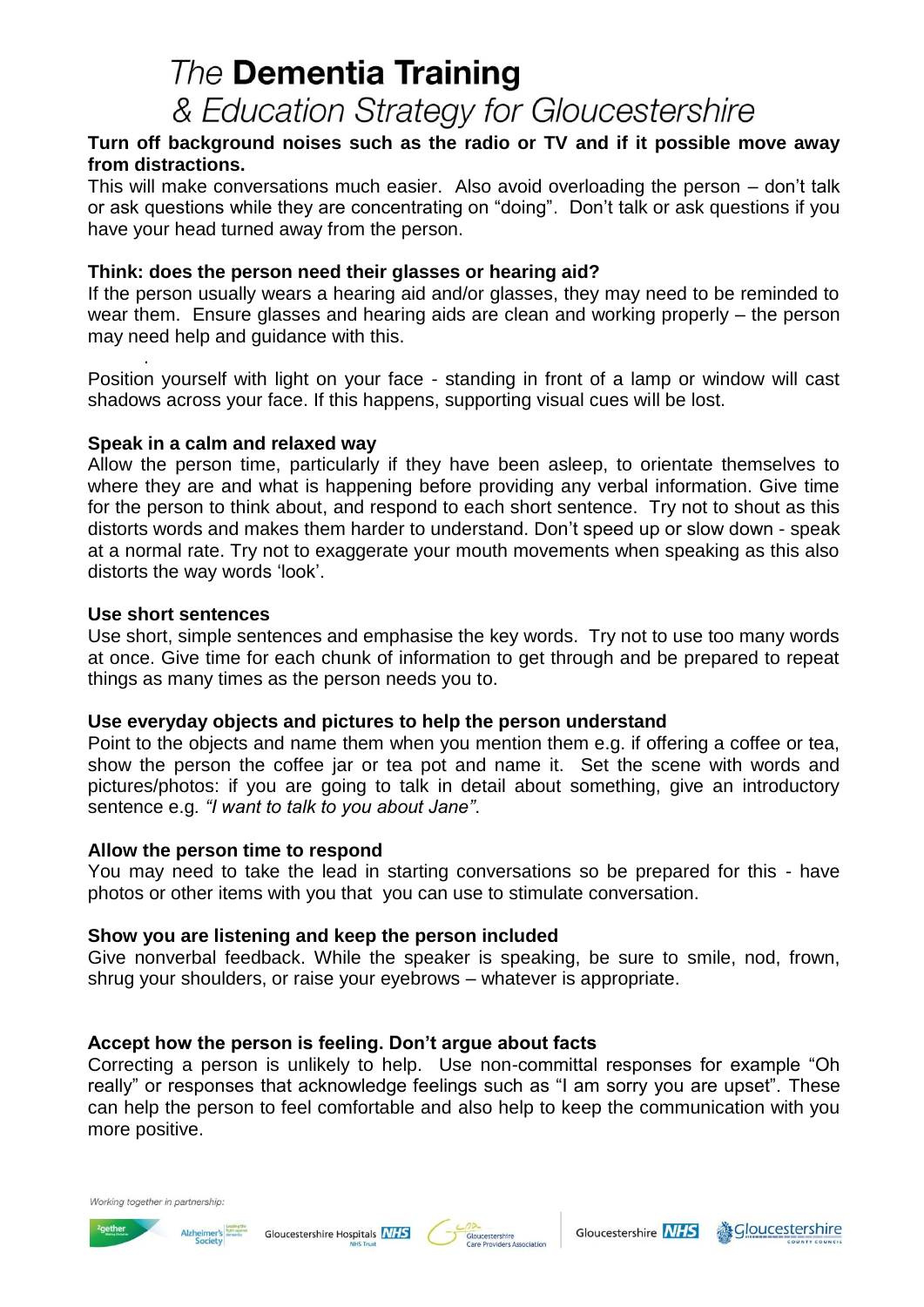# *The* **Dementia Training**
## *& Education Strategy for Gloucestershire*

**Turn off background noises such as the radio or TV and if it possible move away from distractions.**
This will make conversations much easier. Also avoid overloading the person – don't talk or ask questions while they are concentrating on "doing". Don't talk or ask questions if you have your head turned away from the person.

**Think: does the person need their glasses or hearing aid?**
If the person usually wears a hearing aid and/or glasses, they may need to be reminded to wear them. Ensure glasses and hearing aids are clean and working properly – the person may need help and guidance with this.

Position yourself with light on your face - standing in front of a lamp or window will cast shadows across your face. If this happens, supporting visual cues will be lost.

**Speak in a calm and relaxed way**
Allow the person time, particularly if they have been asleep, to orientate themselves to where they are and what is happening before providing any verbal information. Give time for the person to think about, and respond to each short sentence. Try not to shout as this distorts words and makes them harder to understand. Don't speed up or slow down - speak at a normal rate. Try not to exaggerate your mouth movements when speaking as this also distorts the way words 'look'.

**Use short sentences**
Use short, simple sentences and emphasise the key words. Try not to use too many words at once. Give time for each chunk of information to get through and be prepared to repeat things as many times as the person needs you to.

**Use everyday objects and pictures to help the person understand**
Point to the objects and name them when you mention them e.g. if offering a coffee or tea, show the person the coffee jar or tea pot and name it. Set the scene with words and pictures/photos: if you are going to talk in detail about something, give an introductory sentence e.g. *"I want to talk to you about Jane"*.

**Allow the person time to respond**
You may need to take the lead in starting conversations so be prepared for this - have photos or other items with you that you can use to stimulate conversation.

**Show you are listening and keep the person included**
Give nonverbal feedback. While the speaker is speaking, be sure to smile, nod, frown, shrug your shoulders, or raise your eyebrows – whatever is appropriate.

**Accept how the person is feeling. Don't argue about facts**
Correcting a person is unlikely to help. Use non-committal responses for example "Oh really" or responses that acknowledge feelings such as "I am sorry you are upset". These can help the person to feel comfortable and also help to keep the communication with you more positive.

*Working together in partnership:*

2gether · Alzheimer's Society · Gloucestershire Hospitals NHS Trust · Gloucestershire Care Providers Association · Gloucestershire NHS · Gloucestershire County Council